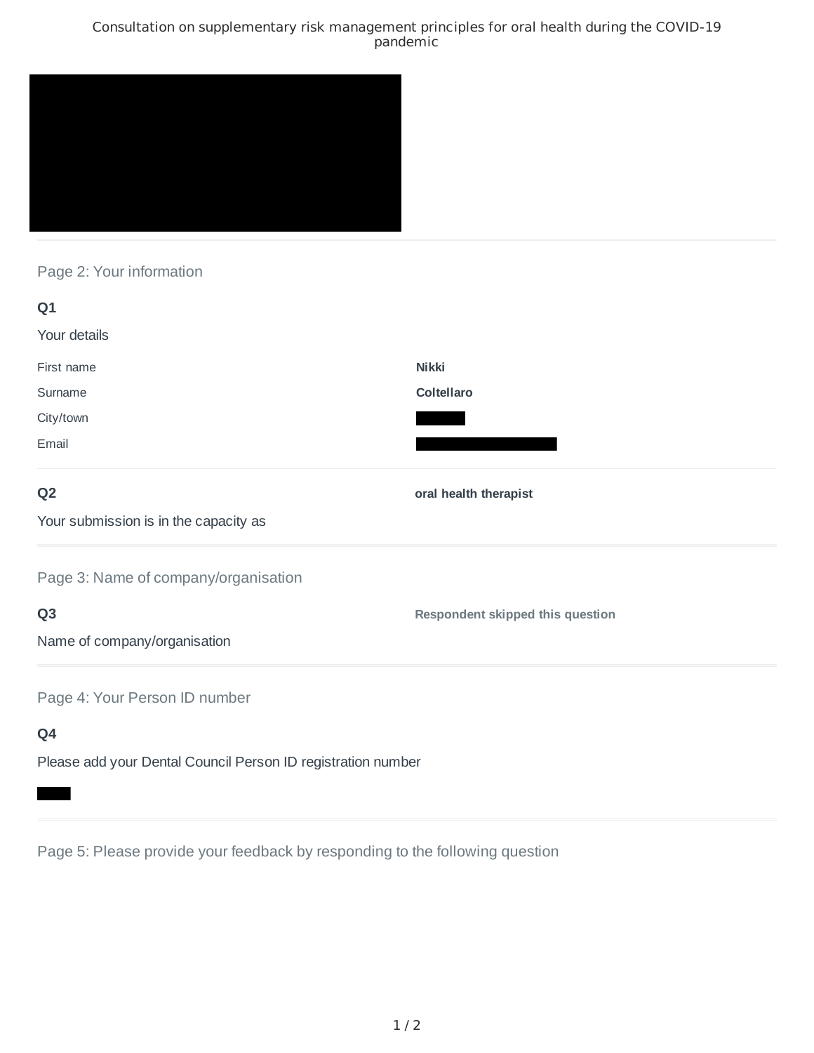Consultation on supplementary risk management principles for oral health during the COVID-19 pandemic

## Page 2: Your information

### Q1

Your details

| | |
|---|---|
| First name | **Nikki** |
| Surname | **Coltellaro** |
| City/town | |
| Email | |

### Q2

Your submission is in the capacity as

**oral health therapist**

## Page 3: Name of company/organisation

### Q3

Name of company/organisation

**Respondent skipped this question**

## Page 4: Your Person ID number

### Q4

Please add your Dental Council Person ID registration number

## Page 5: Please provide your feedback by responding to the following question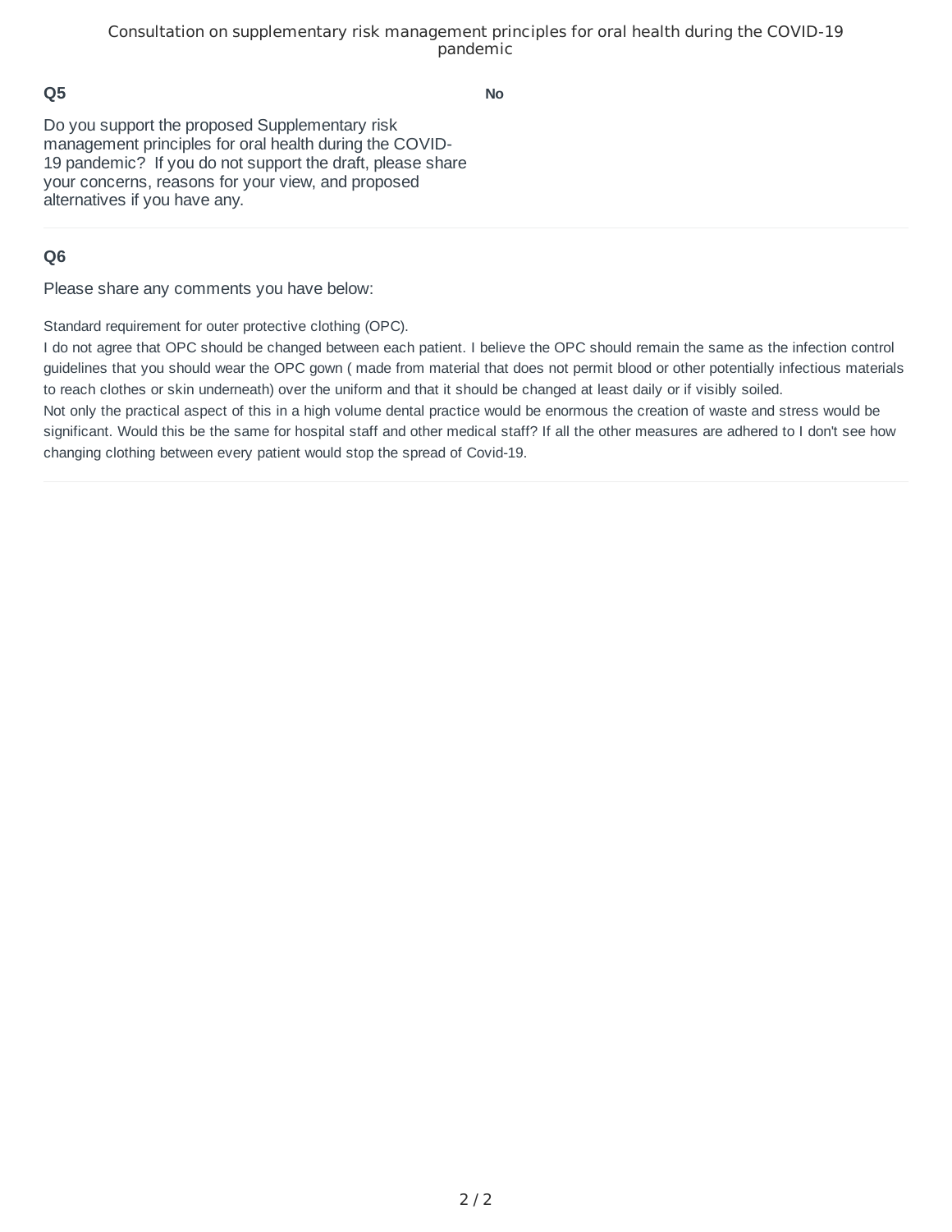## Q5

Do you support the proposed Supplementary risk management principles for oral health during the COVID-19 pandemic? If you do not support the draft, please share your concerns, reasons for your view, and proposed alternatives if you have any.

**No**

## Q6

Please share any comments you have below:

Standard requirement for outer protective clothing (OPC).
I do not agree that OPC should be changed between each patient. I believe the OPC should remain the same as the infection control guidelines that you should wear the OPC gown ( made from material that does not permit blood or other potentially infectious materials to reach clothes or skin underneath) over the uniform and that it should be changed at least daily or if visibly soiled.
Not only the practical aspect of this in a high volume dental practice would be enormous the creation of waste and stress would be significant. Would this be the same for hospital staff and other medical staff? If all the other measures are adhered to I don't see how changing clothing between every patient would stop the spread of Covid-19.